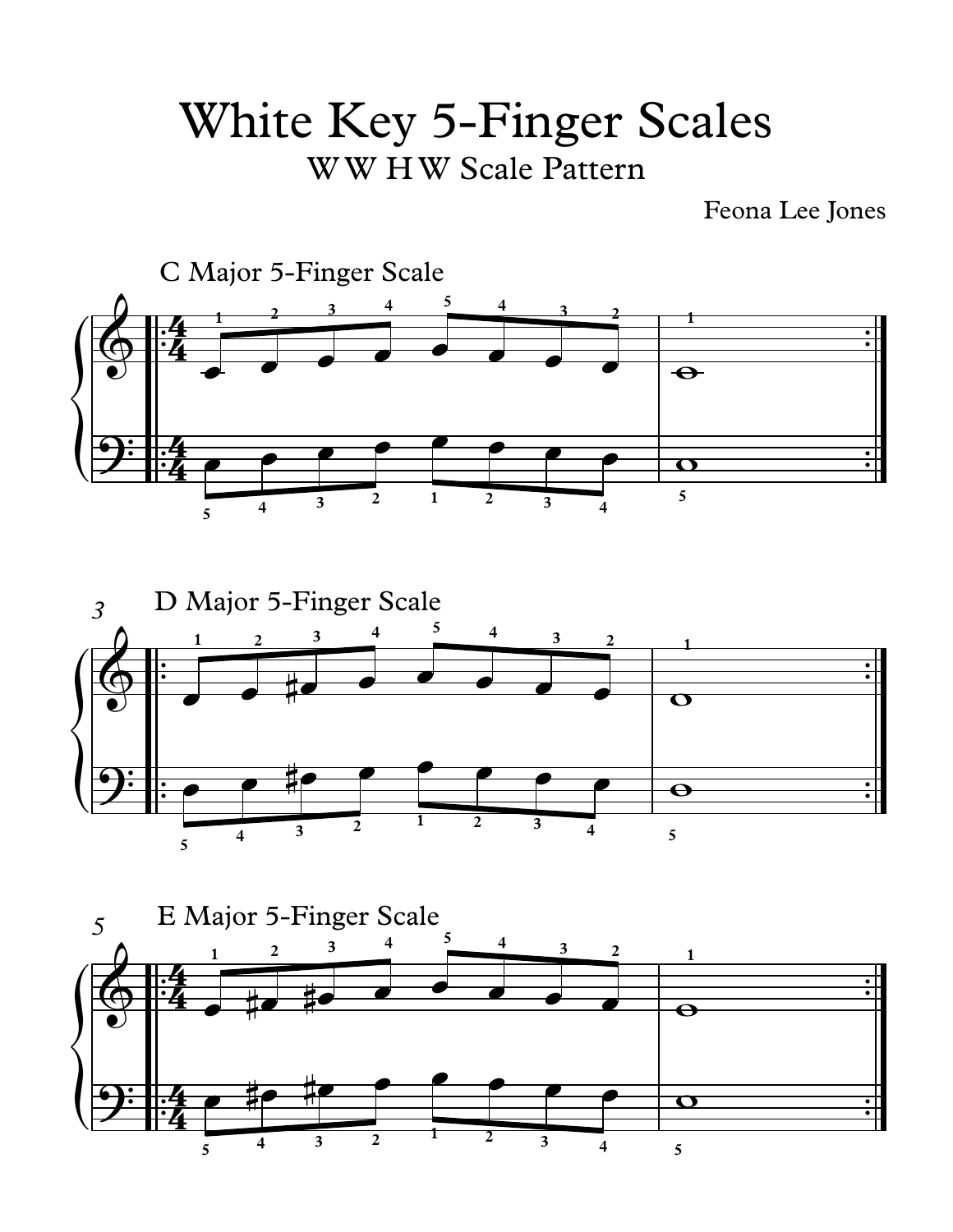# White Key 5-Finger Scales

## W W H W Scale Pattern

Feona Lee Jones

C Major 5-Finger Scale

D Major 5-Finger Scale

E Major 5-Finger Scale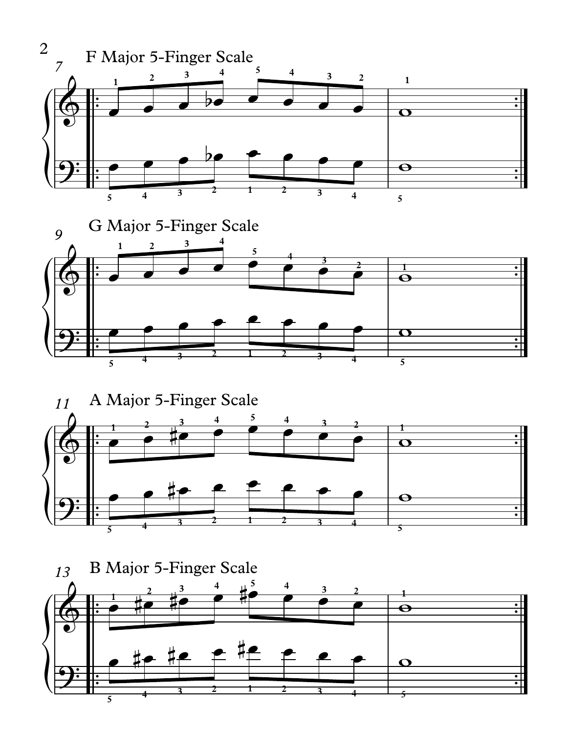## F Major 5-Finger Scale

## G Major 5-Finger Scale

## A Major 5-Finger Scale

## B Major 5-Finger Scale